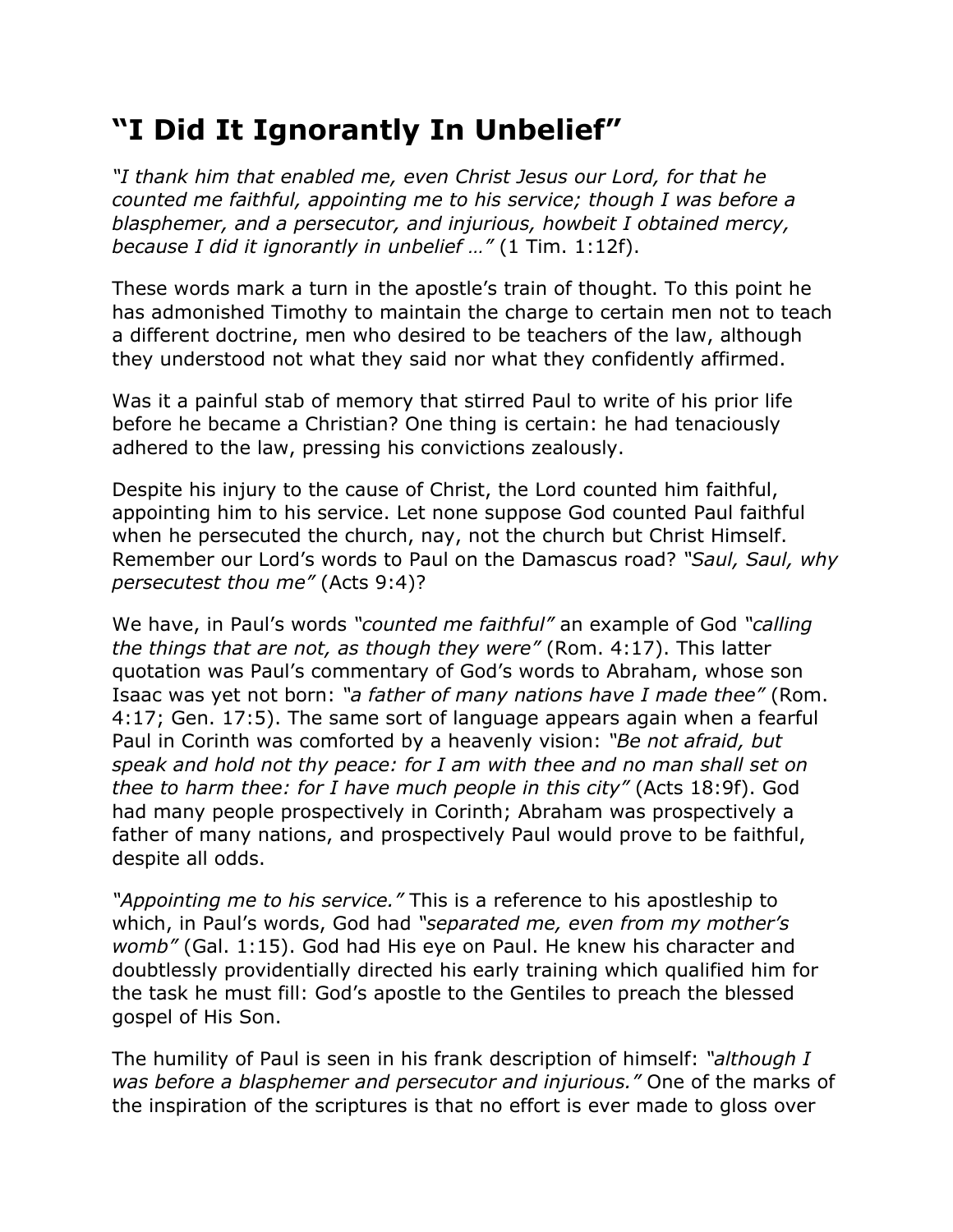# “I Did It Ignorantly In Unbelief”

*“I thank him that enabled me, even Christ Jesus our Lord, for that he counted me faithful, appointing me to his service; though I was before a blasphemer, and a persecutor, and injurious, howbeit I obtained mercy, because I did it ignorantly in unbelief …”* (1 Tim. 1:12f).

These words mark a turn in the apostle’s train of thought. To this point he has admonished Timothy to maintain the charge to certain men not to teach a different doctrine, men who desired to be teachers of the law, although they understood not what they said nor what they confidently affirmed.

Was it a painful stab of memory that stirred Paul to write of his prior life before he became a Christian? One thing is certain: he had tenaciously adhered to the law, pressing his convictions zealously.

Despite his injury to the cause of Christ, the Lord counted him faithful, appointing him to his service. Let none suppose God counted Paul faithful when he persecuted the church, nay, not the church but Christ Himself. Remember our Lord’s words to Paul on the Damascus road? *“Saul, Saul, why persecutest thou me”* (Acts 9:4)?

We have, in Paul’s words *“counted me faithful”* an example of God *“calling the things that are not, as though they were”* (Rom. 4:17). This latter quotation was Paul’s commentary of God’s words to Abraham, whose son Isaac was yet not born: *“a father of many nations have I made thee”* (Rom. 4:17; Gen. 17:5). The same sort of language appears again when a fearful Paul in Corinth was comforted by a heavenly vision: *“Be not afraid, but speak and hold not thy peace: for I am with thee and no man shall set on thee to harm thee: for I have much people in this city”* (Acts 18:9f). God had many people prospectively in Corinth; Abraham was prospectively a father of many nations, and prospectively Paul would prove to be faithful, despite all odds.

*“Appointing me to his service.”* This is a reference to his apostleship to which, in Paul’s words, God had *“separated me, even from my mother’s womb”* (Gal. 1:15). God had His eye on Paul. He knew his character and doubtlessly providentially directed his early training which qualified him for the task he must fill: God’s apostle to the Gentiles to preach the blessed gospel of His Son.

The humility of Paul is seen in his frank description of himself: *“although I was before a blasphemer and persecutor and injurious.”* One of the marks of the inspiration of the scriptures is that no effort is ever made to gloss over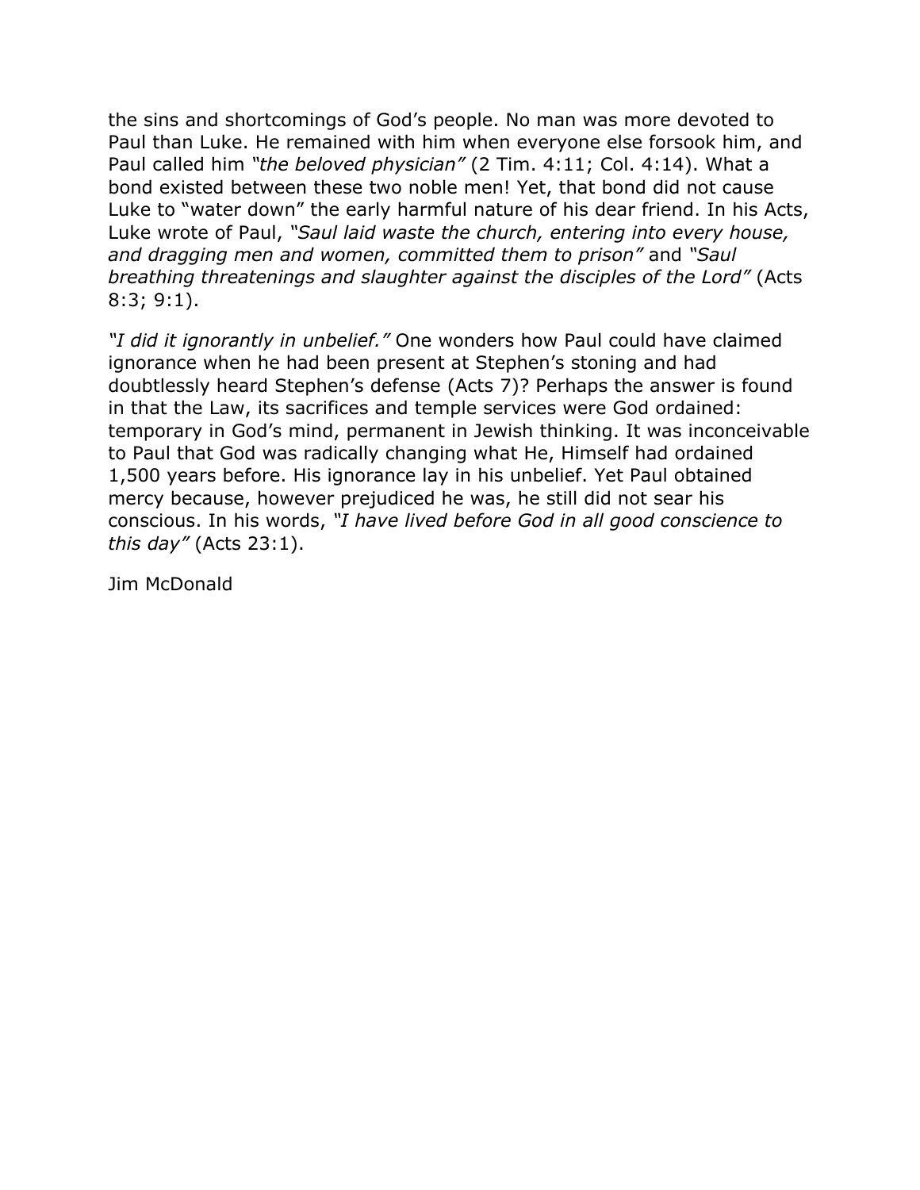the sins and shortcomings of God's people. No man was more devoted to Paul than Luke. He remained with him when everyone else forsook him, and Paul called him *"the beloved physician"* (2 Tim. 4:11; Col. 4:14). What a bond existed between these two noble men! Yet, that bond did not cause Luke to "water down" the early harmful nature of his dear friend. In his Acts, Luke wrote of Paul, *"Saul laid waste the church, entering into every house, and dragging men and women, committed them to prison"* and *"Saul breathing threatenings and slaughter against the disciples of the Lord"* (Acts 8:3; 9:1).

*"I did it ignorantly in unbelief."* One wonders how Paul could have claimed ignorance when he had been present at Stephen's stoning and had doubtlessly heard Stephen's defense (Acts 7)? Perhaps the answer is found in that the Law, its sacrifices and temple services were God ordained: temporary in God's mind, permanent in Jewish thinking. It was inconceivable to Paul that God was radically changing what He, Himself had ordained 1,500 years before. His ignorance lay in his unbelief. Yet Paul obtained mercy because, however prejudiced he was, he still did not sear his conscious. In his words, *"I have lived before God in all good conscience to this day"* (Acts 23:1).

Jim McDonald